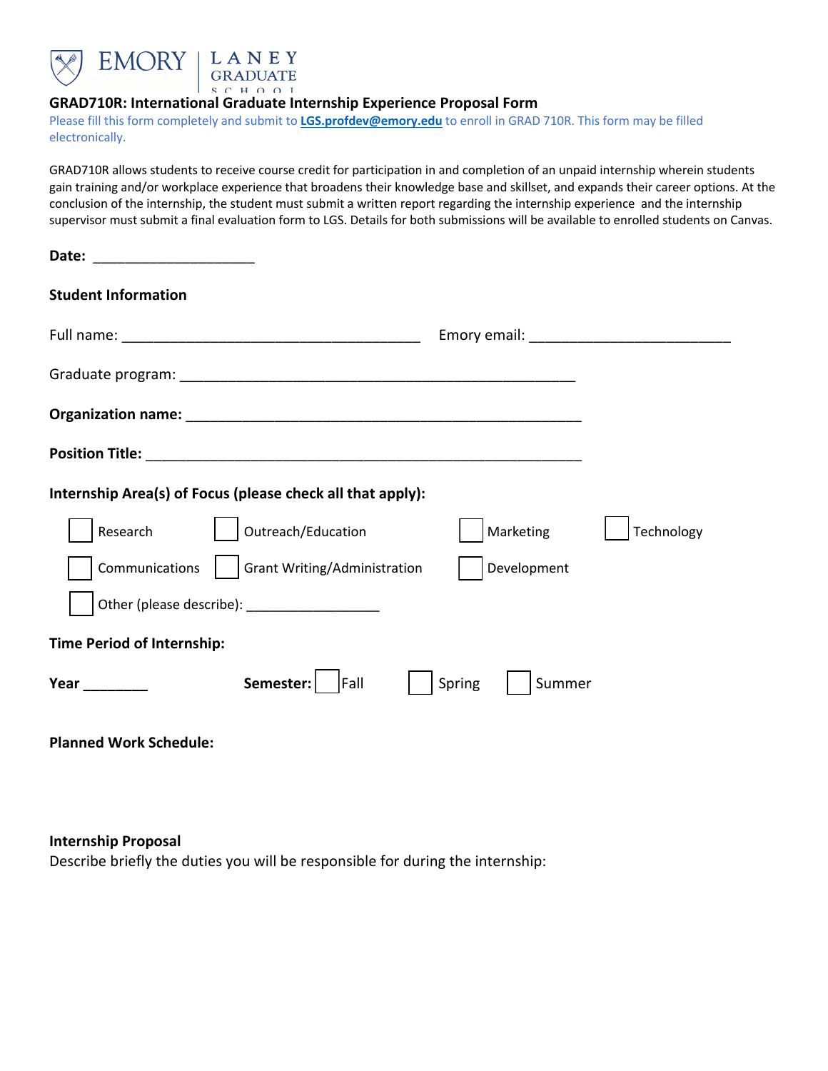EMORY | LANEY GRADUATE SCHOOL

## GRAD710R: International Graduate Internship Experience Proposal Form

Please fill this form completely and submit to **LGS.profdev@emory.edu** to enroll in GRAD 710R. This form may be filled electronically.

GRAD710R allows students to receive course credit for participation in and completion of an unpaid internship wherein students gain training and/or workplace experience that broadens their knowledge base and skillset, and expands their career options. At the conclusion of the internship, the student must submit a written report regarding the internship experience and the internship supervisor must submit a final evaluation form to LGS. Details for both submissions will be available to enrolled students on Canvas.

**Date:** ____________________

**Student Information**

Full name: _____________________________________ Emory email: _________________________

Graduate program: _________________________________________________

**Organization name:** _________________________________________________

**Position Title:** ______________________________________________________

**Internship Area(s) of Focus (please check all that apply):**

- ☐ Research
- ☐ Outreach/Education
- ☐ Marketing
- ☐ Technology
- ☐ Communications
- ☐ Grant Writing/Administration
- ☐ Development
- ☐ Other (please describe): ________________

**Time Period of Internship:**

**Year** ________ **Semester:** ☐ Fall ☐ Spring ☐ Summer

**Planned Work Schedule:**

**Internship Proposal**

Describe briefly the duties you will be responsible for during the internship: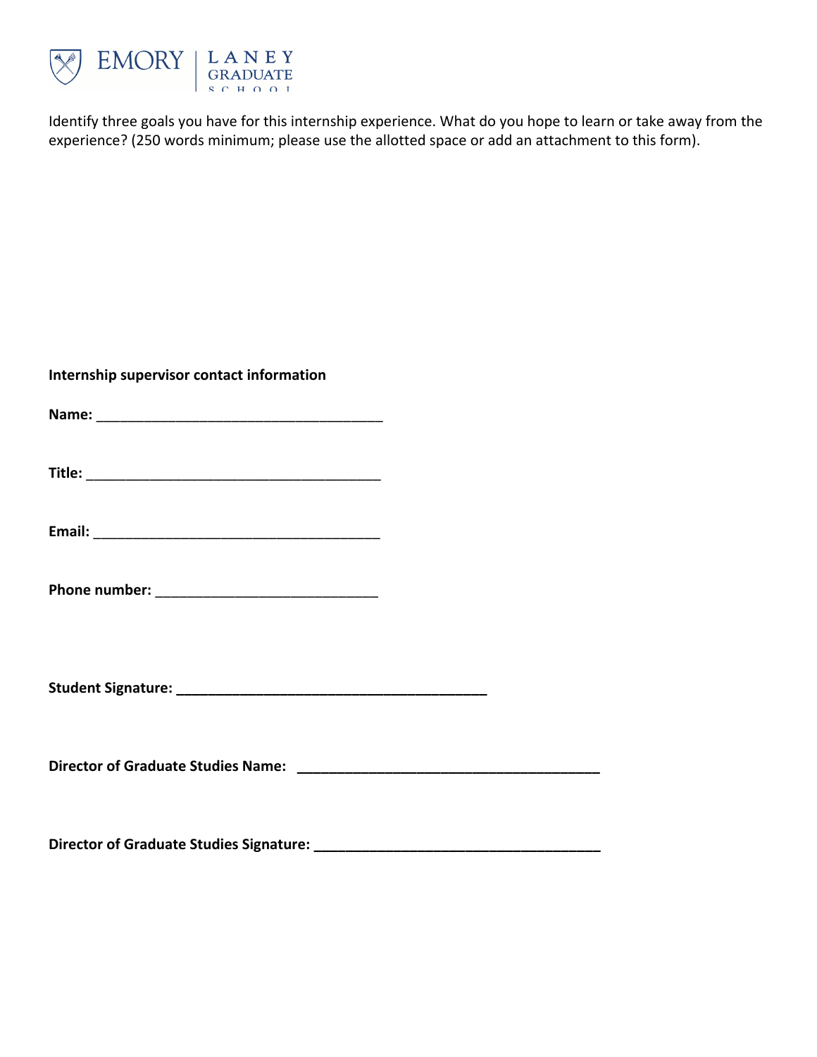Identify three goals you have for this internship experience. What do you hope to learn or take away from the experience? (250 words minimum; please use the allotted space or add an attachment to this form).

**Internship supervisor contact information**

**Name:** ____________________________________

**Title:** _____________________________________

**Email:** ____________________________________

**Phone number:** ____________________________

**Student Signature:** ________________________________________

**Director of Graduate Studies Name:** _______________________________________

**Director of Graduate Studies Signature:** ____________________________________